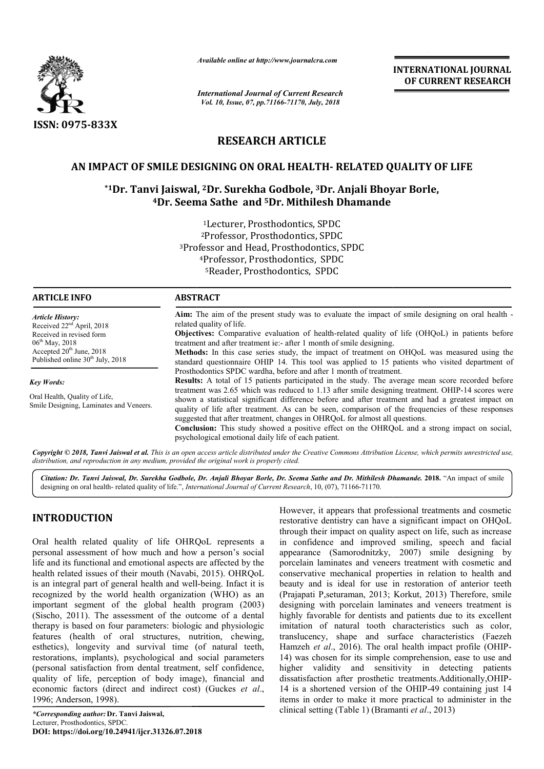# RESEARCH ARTICLE

## AN IMPACT OF SMILE DESIGNING ON ORAL HEALTH- RELATED QUALITY OF LIFE

**\*[1]Dr. Tanvi Jaiswal, [2]Dr. Surekha Godbole, [3]Dr. Anjali Bhoyar Borle, [4]Dr. Seema Sathe and [5]Dr. Mithilesh Dhamande**

[1]Lecturer, Prosthodontics, SPDC
[2]Professor, Prosthodontics, SPDC
[3]Professor and Head, Prosthodontics, SPDC
[4]Professor, Prosthodontics, SPDC
[5]Reader, Prosthodontics, SPDC

### ARTICLE INFO

*Article History:*
Received 22nd April, 2018
Received in revised form 06th May, 2018
Accepted 20th June, 2018
Published online 30th July, 2018

*Key Words:*
Oral Health, Quality of Life, Smile Designing, Laminates and Veneers.

### ABSTRACT

**Aim:** The aim of the present study was to evaluate the impact of smile designing on oral health - related quality of life.

**Objectives:** Comparative evaluation of health-related quality of life (OHQoL) in patients before treatment and after treatment ie:- after 1 month of smile designing.

**Methods:** In this case series study, the impact of treatment on OHQoL was measured using the standard questionnaire OHIP 14. This tool was applied to 15 patients who visited department of Prosthodontics SPDC wardha, before and after 1 month of treatment.

**Results:** A total of 15 patients participated in the study. The average mean score recorded before treatment was 2.65 which was reduced to 1.13 after smile designing treatment. OHIP-14 scores were shown a statistical significant difference before and after treatment and had a greatest impact on quality of life after treatment. As can be seen, comparison of the frequencies of these responses suggested that after treatment, changes in OHRQoL for almost all questions.

**Conclusion:** This study showed a positive effect on the OHRQoL and a strong impact on social, psychological emotional daily life of each patient.

*Copyright © 2018, Tanvi Jaiswal et al. This is an open access article distributed under the Creative Commons Attribution License, which permits unrestricted use, distribution, and reproduction in any medium, provided the original work is properly cited.*

*Citation:* ***Dr. Tanvi Jaiswal, Dr. Surekha Godbole, Dr. Anjali Bhoyar Borle, Dr. Seema Sathe and Dr. Mithilesh Dhamande.* 2018.** "An impact of smile designing on oral health- related quality of life.", *International Journal of Current Research*, 10, (07), 71166-71170.

## INTRODUCTION

Oral health related quality of life OHRQoL represents a personal assessment of how much and how a person's social life and its functional and emotional aspects are affected by the health related issues of their mouth (Navabi, 2015). OHRQoL is an integral part of general health and well-being. Infact it is recognized by the world health organization (WHO) as an important segment of the global health program (2003) (Sischo, 2011). The assessment of the outcome of a dental therapy is based on four parameters: biologic and physiologic features (health of oral structures, nutrition, chewing, esthetics), longevity and survival time (of natural teeth, restorations, implants), psychological and social parameters (personal satisfaction from dental treatment, self confidence, quality of life, perception of body image), financial and economic factors (direct and indirect cost) (Guckes *et al*., 1996; Anderson, 1998).

However, it appears that professional treatments and cosmetic restorative dentistry can have a significant impact on OHQoL through their impact on quality aspect on life, such as increase in confidence and improved smiling, speech and facial appearance (Samorodnitzky, 2007) smile designing by porcelain laminates and veneers treatment with cosmetic and conservative mechanical properties in relation to health and beauty and is ideal for use in restoration of anterior teeth (Prajapati P,seturaman, 2013; Korkut, 2013) Therefore, smile designing with porcelain laminates and veneers treatment is highly favorable for dentists and patients due to its excellent imitation of natural tooth characteristics such as color, translucency, shape and surface characteristics (Faezeh Hamzeh *et al*., 2016). The oral health impact profile (OHIP-14) was chosen for its simple comprehension, ease to use and higher validity and sensitivity in detecting patients dissatisfaction after prosthetic treatments.Additionally,OHIP-14 is a shortened version of the OHIP-49 containing just 14 items in order to make it more practical to administer in the clinical setting (Table 1) (Bramanti *et al*., 2013)

*\*Corresponding author:* **Dr. Tanvi Jaiswal,**
Lecturer, Prosthodontics, SPDC.
**DOI: https://doi.org/10.24941/ijcr.31326.07.2018**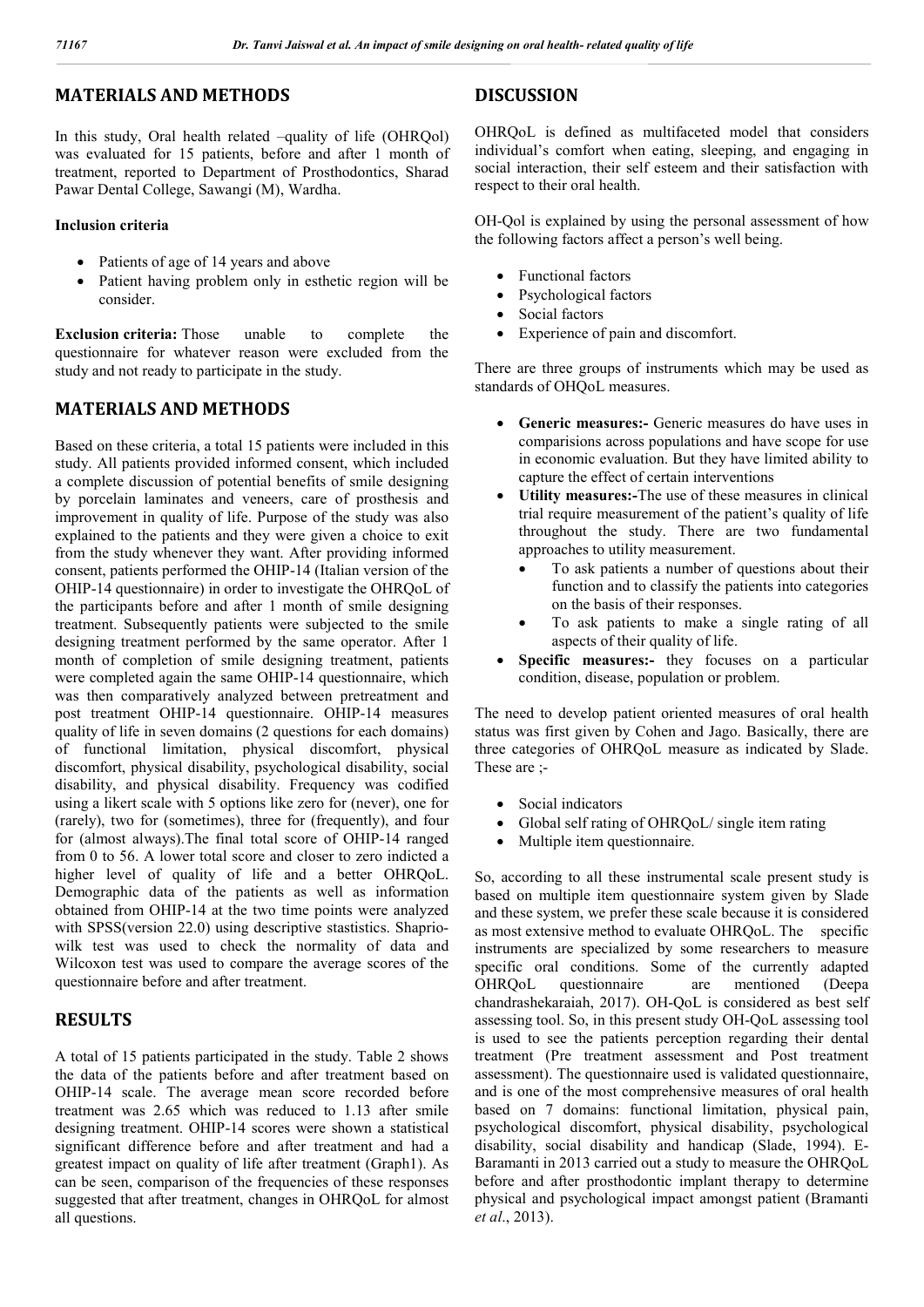## MATERIALS AND METHODS

In this study, Oral health related –quality of life (OHRQol) was evaluated for 15 patients, before and after 1 month of treatment, reported to Department of Prosthodontics, Sharad Pawar Dental College, Sawangi (M), Wardha.

**Inclusion criteria**

- Patients of age of 14 years and above
- Patient having problem only in esthetic region will be consider.

**Exclusion criteria:** Those unable to complete the questionnaire for whatever reason were excluded from the study and not ready to participate in the study.

## MATERIALS AND METHODS

Based on these criteria, a total 15 patients were included in this study. All patients provided informed consent, which included a complete discussion of potential benefits of smile designing by porcelain laminates and veneers, care of prosthesis and improvement in quality of life. Purpose of the study was also explained to the patients and they were given a choice to exit from the study whenever they want. After providing informed consent, patients performed the OHIP-14 (Italian version of the OHIP-14 questionnaire) in order to investigate the OHRQoL of the participants before and after 1 month of smile designing treatment. Subsequently patients were subjected to the smile designing treatment performed by the same operator. After 1 month of completion of smile designing treatment, patients were completed again the same OHIP-14 questionnaire, which was then comparatively analyzed between pretreatment and post treatment OHIP-14 questionnaire. OHIP-14 measures quality of life in seven domains (2 questions for each domains) of functional limitation, physical discomfort, physical discomfort, physical disability, psychological disability, social disability, and physical disability. Frequency was codified using a likert scale with 5 options like zero for (never), one for (rarely), two for (sometimes), three for (frequently), and four for (almost always).The final total score of OHIP-14 ranged from 0 to 56. A lower total score and closer to zero indicted a higher level of quality of life and a better OHRQoL. Demographic data of the patients as well as information obtained from OHIP-14 at the two time points were analyzed with SPSS(version 22.0) using descriptive stastistics. Shaprio-wilk test was used to check the normality of data and Wilcoxon test was used to compare the average scores of the questionnaire before and after treatment.

## RESULTS

A total of 15 patients participated in the study. Table 2 shows the data of the patients before and after treatment based on OHIP-14 scale. The average mean score recorded before treatment was 2.65 which was reduced to 1.13 after smile designing treatment. OHIP-14 scores were shown a statistical significant difference before and after treatment and had a greatest impact on quality of life after treatment (Graph1). As can be seen, comparison of the frequencies of these responses suggested that after treatment, changes in OHRQoL for almost all questions.

## DISCUSSION

OHRQoL is defined as multifaceted model that considers individual's comfort when eating, sleeping, and engaging in social interaction, their self esteem and their satisfaction with respect to their oral health.

OH-Qol is explained by using the personal assessment of how the following factors affect a person's well being.

- Functional factors
- Psychological factors
- Social factors
- Experience of pain and discomfort.

There are three groups of instruments which may be used as standards of OHQoL measures.

- **Generic measures:-** Generic measures do have uses in comparisions across populations and have scope for use in economic evaluation. But they have limited ability to capture the effect of certain interventions
- **Utility measures:-**The use of these measures in clinical trial require measurement of the patient's quality of life throughout the study. There are two fundamental approaches to utility measurement.
  - To ask patients a number of questions about their function and to classify the patients into categories on the basis of their responses.
  - To ask patients to make a single rating of all aspects of their quality of life.
- **Specific measures:-** they focuses on a particular condition, disease, population or problem.

The need to develop patient oriented measures of oral health status was first given by Cohen and Jago. Basically, there are three categories of OHRQoL measure as indicated by Slade. These are ;-

- Social indicators
- Global self rating of OHRQoL/ single item rating
- Multiple item questionnaire.

So, according to all these instrumental scale present study is based on multiple item questionnaire system given by Slade and these system, we prefer these scale because it is considered as most extensive method to evaluate OHRQoL. The specific instruments are specialized by some researchers to measure specific oral conditions. Some of the currently adapted OHRQoL questionnaire are mentioned (Deepa chandrashekaraiah, 2017). OH-QoL is considered as best self assessing tool. So, in this present study OH-QoL assessing tool is used to see the patients perception regarding their dental treatment (Pre treatment assessment and Post treatment assessment). The questionnaire used is validated questionnaire, and is one of the most comprehensive measures of oral health based on 7 domains: functional limitation, physical pain, psychological discomfort, physical disability, psychological disability, social disability and handicap (Slade, 1994). E-Baramanti in 2013 carried out a study to measure the OHRQoL before and after prosthodontic implant therapy to determine physical and psychological impact amongst patient (Bramanti *et al*., 2013).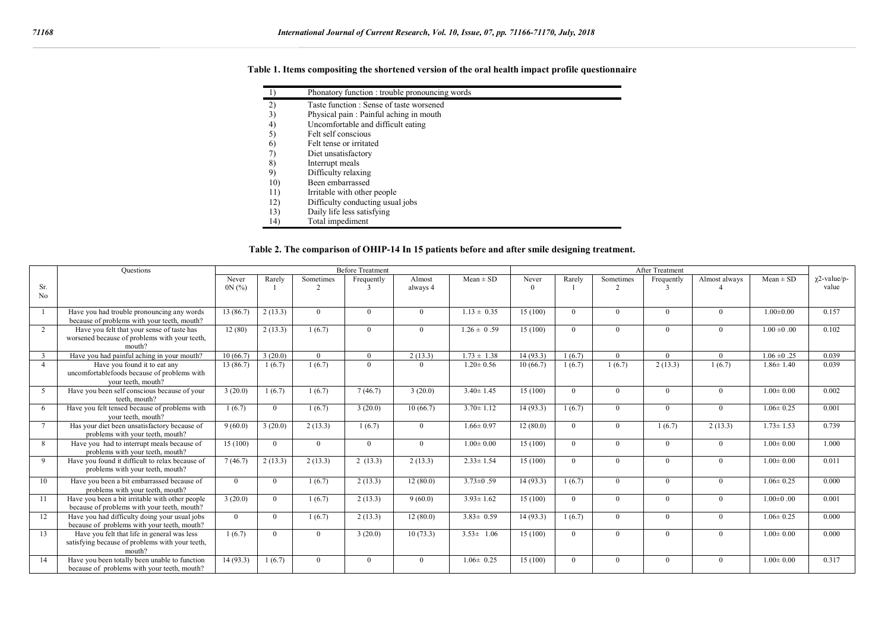**Table 1. Items compositing the shortened version of the oral health impact profile questionnaire**

| | |
|---|---|
| 1) | Phonatory function : trouble pronouncing words |
| 2) | Taste function : Sense of taste worsened |
| 3) | Physical pain : Painful aching in mouth |
| 4) | Uncomfortable and difficult eating |
| 5) | Felt self conscious |
| 6) | Felt tense or irritated |
| 7) | Diet unsatisfactory |
| 8) | Interrupt meals |
| 9) | Difficulty relaxing |
| 10) | Been embarrassed |
| 11) | Irritable with other people |
| 12) | Difficulty conducting usual jobs |
| 13) | Daily life less satisfying |
| 14) | Total impediment |

**Table 2. The comparison of OHIP-14 In 15 patients before and after smile designing treatment.**

| Sr. No | Questions | Before Treatment | | | | | | After Treatment | | | | | | χ2-value/p-value |
|---|---|---|---|---|---|---|---|---|---|---|---|---|---|---|
| | | Never 0N (%) | Rarely 1 | Sometimes 2 | Frequently 3 | Almost always 4 | Mean ± SD | Never 0 | Rarely 1 | Sometimes 2 | Frequently 3 | Almost always 4 | Mean ± SD | |
| 1 | Have you had trouble pronouncing any words because of problems with your teeth, mouth? | 13 (86.7) | 2 (13.3) | 0 | 0 | 0 | 1.13 ± 0.35 | 15 (100) | 0 | 0 | 0 | 0 | 1.00±0.00 | 0.157 |
| 2 | Have you felt that your sense of taste has worsened because of problems with your teeth, mouth? | 12 (80) | 2 (13.3) | 1 (6.7) | 0 | 0 | 1.26 ± 0 .59 | 15 (100) | 0 | 0 | 0 | 0 | 1.00 ±0 .00 | 0.102 |
| 3 | Have you had painful aching in your mouth? | 10 (66.7) | 3 (20.0) | 0 | 0 | 2 (13.3) | 1.73 ± 1.38 | 14 (93.3) | 1 (6.7) | 0 | 0 | 0 | 1.06 ±0 .25 | 0.039 |
| 4 | Have you found it to eat any uncomfortablefoods because of problems with your teeth, mouth? | 13 (86.7) | 1 (6.7) | 1 (6.7) | 0 | 0 | 1.20± 0.56 | 10 (66.7) | 1 (6.7) | 1 (6.7) | 2 (13.3) | 1 (6.7) | 1.86± 1.40 | 0.039 |
| 5 | Have you been self conscious because of your teeth, mouth? | 3 (20.0) | 1 (6.7) | 1 (6.7) | 7 (46.7) | 3 (20.0) | 3.40± 1.45 | 15 (100) | 0 | 0 | 0 | 0 | 1.00± 0.00 | 0.002 |
| 6 | Have you felt tensed because of problems with your teeth, mouth? | 1 (6.7) | 0 | 1 (6.7) | 3 (20.0) | 10 (66.7) | 3.70± 1.12 | 14 (93.3) | 1 (6.7) | 0 | 0 | 0 | 1.06± 0.25 | 0.001 |
| 7 | Has your diet been unsatisfactory because of problems with your teeth, mouth? | 9 (60.0) | 3 (20.0) | 2 (13.3) | 1 (6.7) | 0 | 1.66± 0.97 | 12 (80.0) | 0 | 0 | 1 (6.7) | 2 (13.3) | 1.73± 1.53 | 0.739 |
| 8 | Have you had to interrupt meals because of problems with your teeth, mouth? | 15 (100) | 0 | 0 | 0 | 0 | 1.00± 0.00 | 15 (100) | 0 | 0 | 0 | 0 | 1.00± 0.00 | 1.000 |
| 9 | Have you found it difficult to relax because of problems with your teeth, mouth? | 7 (46.7) | 2 (13.3) | 2 (13.3) | 2 (13.3) | 2 (13.3) | 2.33± 1.54 | 15 (100) | 0 | 0 | 0 | 0 | 1.00± 0.00 | 0.011 |
| 10 | Have you been a bit embarrassed because of problems with your teeth, mouth? | 0 | 0 | 1 (6.7) | 2 (13.3) | 12 (80.0) | 3.73±0 .59 | 14 (93.3) | 1 (6.7) | 0 | 0 | 0 | 1.06± 0.25 | 0.000 |
| 11 | Have you been a bit irritable with other people because of problems with your teeth, mouth? | 3 (20.0) | 0 | 1 (6.7) | 2 (13.3) | 9 (60.0) | 3.93± 1.62 | 15 (100) | 0 | 0 | 0 | 0 | 1.00±0 .00 | 0.001 |
| 12 | Have you had difficulty doing your usual jobs because of problems with your teeth, mouth? | 0 | 0 | 1 (6.7) | 2 (13.3) | 12 (80.0) | 3.83± 0.59 | 14 (93.3) | 1 (6.7) | 0 | 0 | 0 | 1.06± 0.25 | 0.000 |
| 13 | Have you felt that life in general was less satisfying because of problems with your teeth, mouth? | 1 (6.7) | 0 | 0 | 3 (20.0) | 10 (73.3) | 3.53± 1.06 | 15 (100) | 0 | 0 | 0 | 0 | 1.00± 0.00 | 0.000 |
| 14 | Have you been totally been unable to function because of problems with your teeth, mouth? | 14 (93.3) | 1 (6.7) | 0 | 0 | 0 | 1.06± 0.25 | 15 (100) | 0 | 0 | 0 | 0 | 1.00± 0.00 | 0.317 |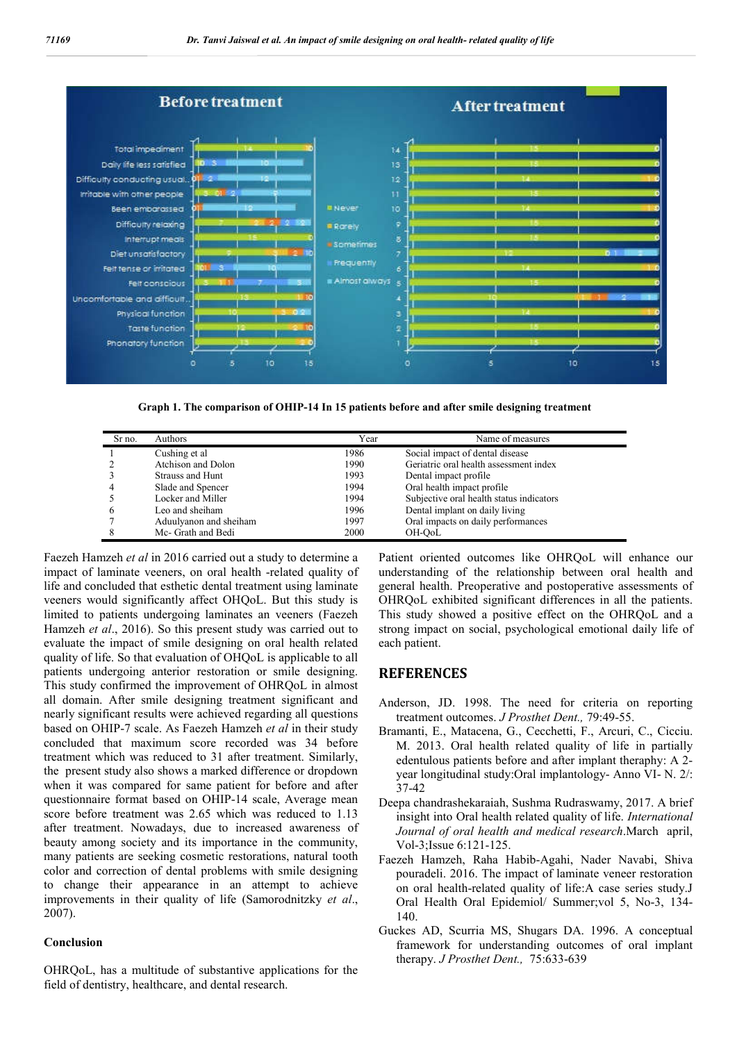Graph 1. The comparison of OHIP-14 In 15 patients before and after smile designing treatment

| Sr no. | Authors | Year | Name of measures |
|---|---|---|---|
| 1 | Cushing et al | 1986 | Social impact of dental disease |
| 2 | Atchison and Dolon | 1990 | Geriatric oral health assessment index |
| 3 | Strauss and Hunt | 1993 | Dental impact profile |
| 4 | Slade and Spencer | 1994 | Oral health impact profile |
| 5 | Locker and Miller | 1994 | Subjective oral health status indicators |
| 6 | Leo and sheiham | 1996 | Dental implant on daily living |
| 7 | Aduulyanon and sheiham | 1997 | Oral impacts on daily performances |
| 8 | Mc- Grath and Bedi | 2000 | OH-QoL |

Faezeh Hamzeh *et al* in 2016 carried out a study to determine a impact of laminate veeners, on oral health -related quality of life and concluded that esthetic dental treatment using laminate veeners would significantly affect OHQoL. But this study is limited to patients undergoing laminates an veeners (Faezeh Hamzeh *et al*., 2016). So this present study was carried out to evaluate the impact of smile designing on oral health related quality of life. So that evaluation of OHQoL is applicable to all patients undergoing anterior restoration or smile designing. This study confirmed the improvement of OHRQoL in almost all domain. After smile designing treatment significant and nearly significant results were achieved regarding all questions based on OHIP-7 scale. As Faezeh Hamzeh *et al* in their study concluded that maximum score recorded was 34 before treatment which was reduced to 31 after treatment. Similarly, the present study also shows a marked difference or dropdown when it was compared for same patient for before and after questionnaire format based on OHIP-14 scale, Average mean score before treatment was 2.65 which was reduced to 1.13 after treatment. Nowadays, due to increased awareness of beauty among society and its importance in the community, many patients are seeking cosmetic restorations, natural tooth color and correction of dental problems with smile designing to change their appearance in an attempt to achieve improvements in their quality of life (Samorodnitzky *et al*., 2007).

### Conclusion

OHRQoL, has a multitude of substantive applications for the field of dentistry, healthcare, and dental research. Patient oriented outcomes like OHRQoL will enhance our understanding of the relationship between oral health and general health. Preoperative and postoperative assessments of OHRQoL exhibited significant differences in all the patients. This study showed a positive effect on the OHRQoL and a strong impact on social, psychological emotional daily life of each patient.

## REFERENCES

Anderson, JD. 1998. The need for criteria on reporting treatment outcomes. *J Prosthet Dent.,* 79:49-55.

Bramanti, E., Matacena, G., Cecchetti, F., Arcuri, C., Cicciu. M. 2013. Oral health related quality of life in partially edentulous patients before and after implant theraphy: A 2-year longitudinal study:Oral implantology- Anno VI- N. 2/: 37-42

Deepa chandrashekaraiah, Sushma Rudraswamy, 2017. A brief insight into Oral health related quality of life. *International Journal of oral health and medical research*.March april, Vol-3;Issue 6:121-125.

Faezeh Hamzeh, Raha Habib-Agahi, Nader Navabi, Shiva pouradeli. 2016. The impact of laminate veneer restoration on oral health-related quality of life:A case series study.J Oral Health Oral Epidemiol/ Summer;vol 5, No-3, 134-140.

Guckes AD, Scurria MS, Shugars DA. 1996. A conceptual framework for understanding outcomes of oral implant therapy. *J Prosthet Dent.,* 75:633-639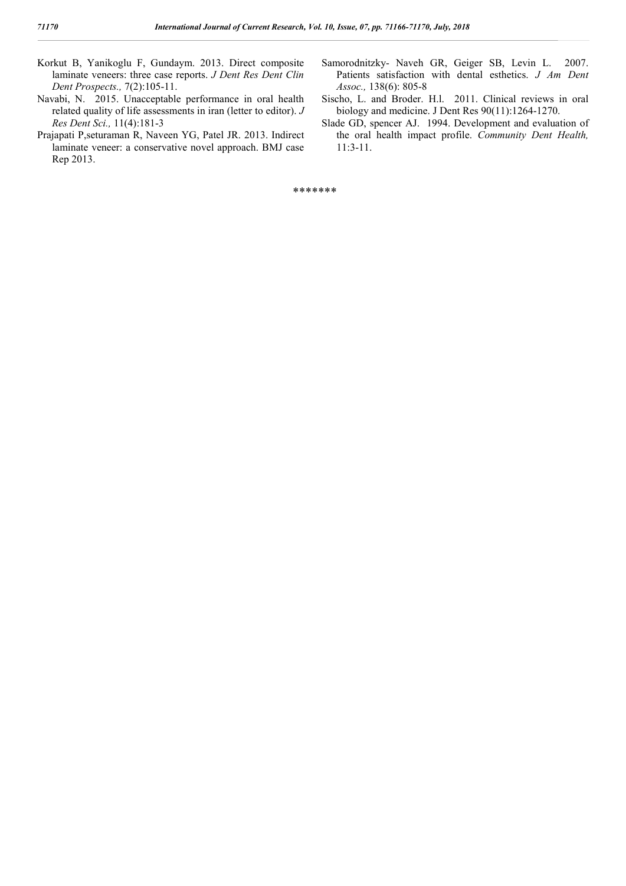Korkut B, Yanikoglu F, Gundaym. 2013. Direct composite laminate veneers: three case reports. *J Dent Res Dent Clin Dent Prospects.,* 7(2):105-11.

Navabi, N. 2015. Unacceptable performance in oral health related quality of life assessments in iran (letter to editor). *J Res Dent Sci.,* 11(4):181-3

Prajapati P,seturaman R, Naveen YG, Patel JR. 2013. Indirect laminate veneer: a conservative novel approach. BMJ case Rep 2013.

Samorodnitzky- Naveh GR, Geiger SB, Levin L. 2007. Patients satisfaction with dental esthetics. *J Am Dent Assoc.,* 138(6): 805-8

Sischo, L. and Broder. H.l. 2011. Clinical reviews in oral biology and medicine. J Dent Res 90(11):1264-1270.

Slade GD, spencer AJ. 1994. Development and evaluation of the oral health impact profile. *Community Dent Health,* 11:3-11.

*******